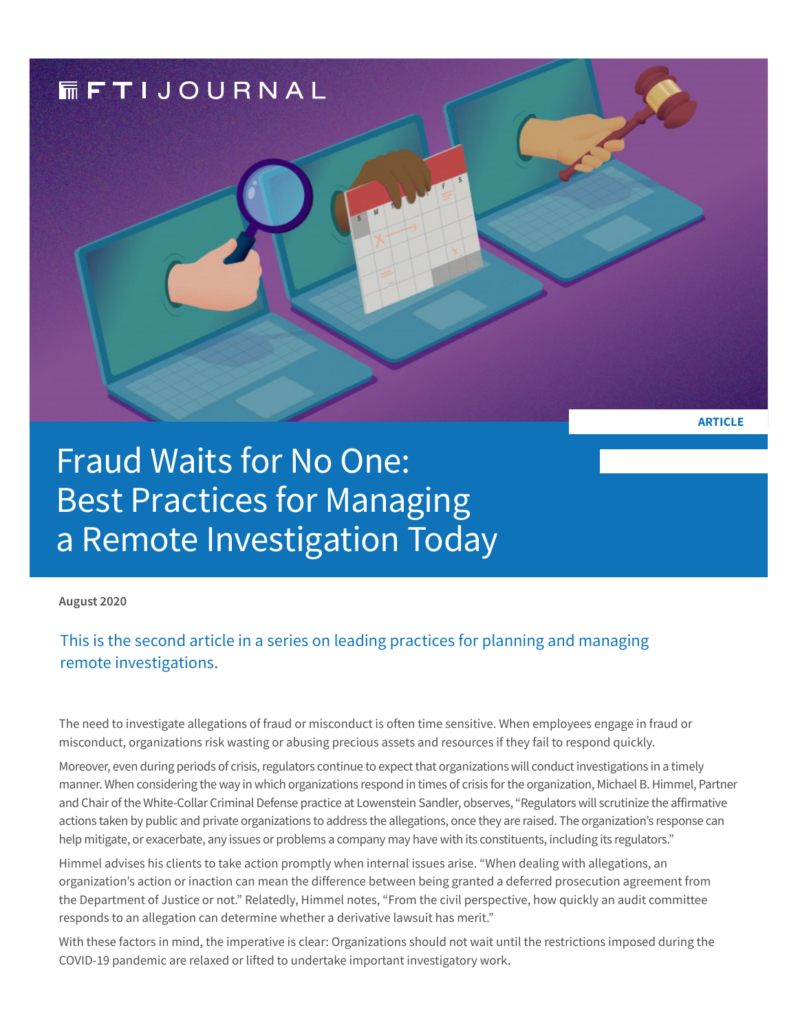FTI JOURNAL

ARTICLE

# Fraud Waits for No One: Best Practices for Managing a Remote Investigation Today

**August 2020**

This is the second article in a series on leading practices for planning and managing remote investigations.

The need to investigate allegations of fraud or misconduct is often time sensitive. When employees engage in fraud or misconduct, organizations risk wasting or abusing precious assets and resources if they fail to respond quickly.

Moreover, even during periods of crisis, regulators continue to expect that organizations will conduct investigations in a timely manner. When considering the way in which organizations respond in times of crisis for the organization, Michael B. Himmel, Partner and Chair of the White-Collar Criminal Defense practice at Lowenstein Sandler, observes, "Regulators will scrutinize the affirmative actions taken by public and private organizations to address the allegations, once they are raised. The organization's response can help mitigate, or exacerbate, any issues or problems a company may have with its constituents, including its regulators."

Himmel advises his clients to take action promptly when internal issues arise. "When dealing with allegations, an organization's action or inaction can mean the difference between being granted a deferred prosecution agreement from the Department of Justice or not." Relatedly, Himmel notes, "From the civil perspective, how quickly an audit committee responds to an allegation can determine whether a derivative lawsuit has merit."

With these factors in mind, the imperative is clear: Organizations should not wait until the restrictions imposed during the COVID-19 pandemic are relaxed or lifted to undertake important investigatory work.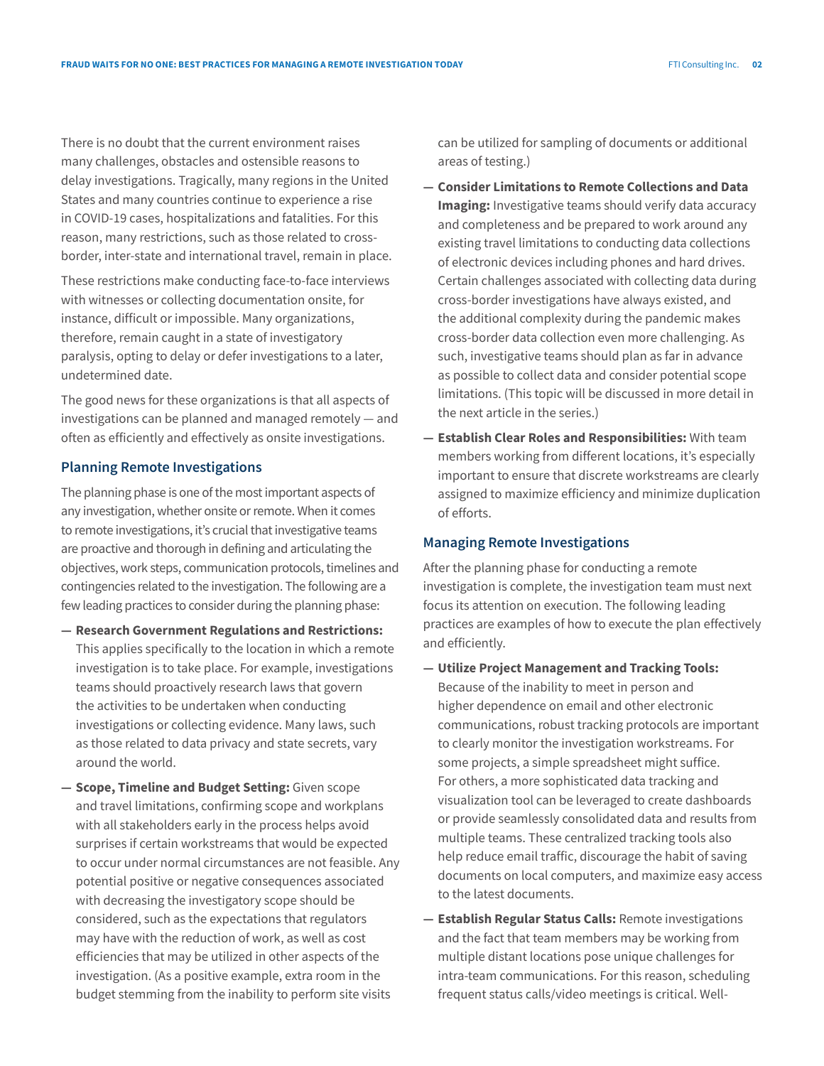There is no doubt that the current environment raises many challenges, obstacles and ostensible reasons to delay investigations. Tragically, many regions in the United States and many countries continue to experience a rise in COVID-19 cases, hospitalizations and fatalities. For this reason, many restrictions, such as those related to cross-border, inter-state and international travel, remain in place.

These restrictions make conducting face-to-face interviews with witnesses or collecting documentation onsite, for instance, difficult or impossible. Many organizations, therefore, remain caught in a state of investigatory paralysis, opting to delay or defer investigations to a later, undetermined date.

The good news for these organizations is that all aspects of investigations can be planned and managed remotely — and often as efficiently and effectively as onsite investigations.

### Planning Remote Investigations

The planning phase is one of the most important aspects of any investigation, whether onsite or remote. When it comes to remote investigations, it's crucial that investigative teams are proactive and thorough in defining and articulating the objectives, work steps, communication protocols, timelines and contingencies related to the investigation. The following are a few leading practices to consider during the planning phase:

- **Research Government Regulations and Restrictions:** This applies specifically to the location in which a remote investigation is to take place. For example, investigations teams should proactively research laws that govern the activities to be undertaken when conducting investigations or collecting evidence. Many laws, such as those related to data privacy and state secrets, vary around the world.
- **Scope, Timeline and Budget Setting:** Given scope and travel limitations, confirming scope and workplans with all stakeholders early in the process helps avoid surprises if certain workstreams that would be expected to occur under normal circumstances are not feasible. Any potential positive or negative consequences associated with decreasing the investigatory scope should be considered, such as the expectations that regulators may have with the reduction of work, as well as cost efficiencies that may be utilized in other aspects of the investigation. (As a positive example, extra room in the budget stemming from the inability to perform site visits can be utilized for sampling of documents or additional areas of testing.)
- **Consider Limitations to Remote Collections and Data Imaging:** Investigative teams should verify data accuracy and completeness and be prepared to work around any existing travel limitations to conducting data collections of electronic devices including phones and hard drives. Certain challenges associated with collecting data during cross-border investigations have always existed, and the additional complexity during the pandemic makes cross-border data collection even more challenging. As such, investigative teams should plan as far in advance as possible to collect data and consider potential scope limitations. (This topic will be discussed in more detail in the next article in the series.)
- **Establish Clear Roles and Responsibilities:** With team members working from different locations, it's especially important to ensure that discrete workstreams are clearly assigned to maximize efficiency and minimize duplication of efforts.

### Managing Remote Investigations

After the planning phase for conducting a remote investigation is complete, the investigation team must next focus its attention on execution. The following leading practices are examples of how to execute the plan effectively and efficiently.

- **Utilize Project Management and Tracking Tools:** Because of the inability to meet in person and higher dependence on email and other electronic communications, robust tracking protocols are important to clearly monitor the investigation workstreams. For some projects, a simple spreadsheet might suffice. For others, a more sophisticated data tracking and visualization tool can be leveraged to create dashboards or provide seamlessly consolidated data and results from multiple teams. These centralized tracking tools also help reduce email traffic, discourage the habit of saving documents on local computers, and maximize easy access to the latest documents.
- **Establish Regular Status Calls:** Remote investigations and the fact that team members may be working from multiple distant locations pose unique challenges for intra-team communications. For this reason, scheduling frequent status calls/video meetings is critical. Well-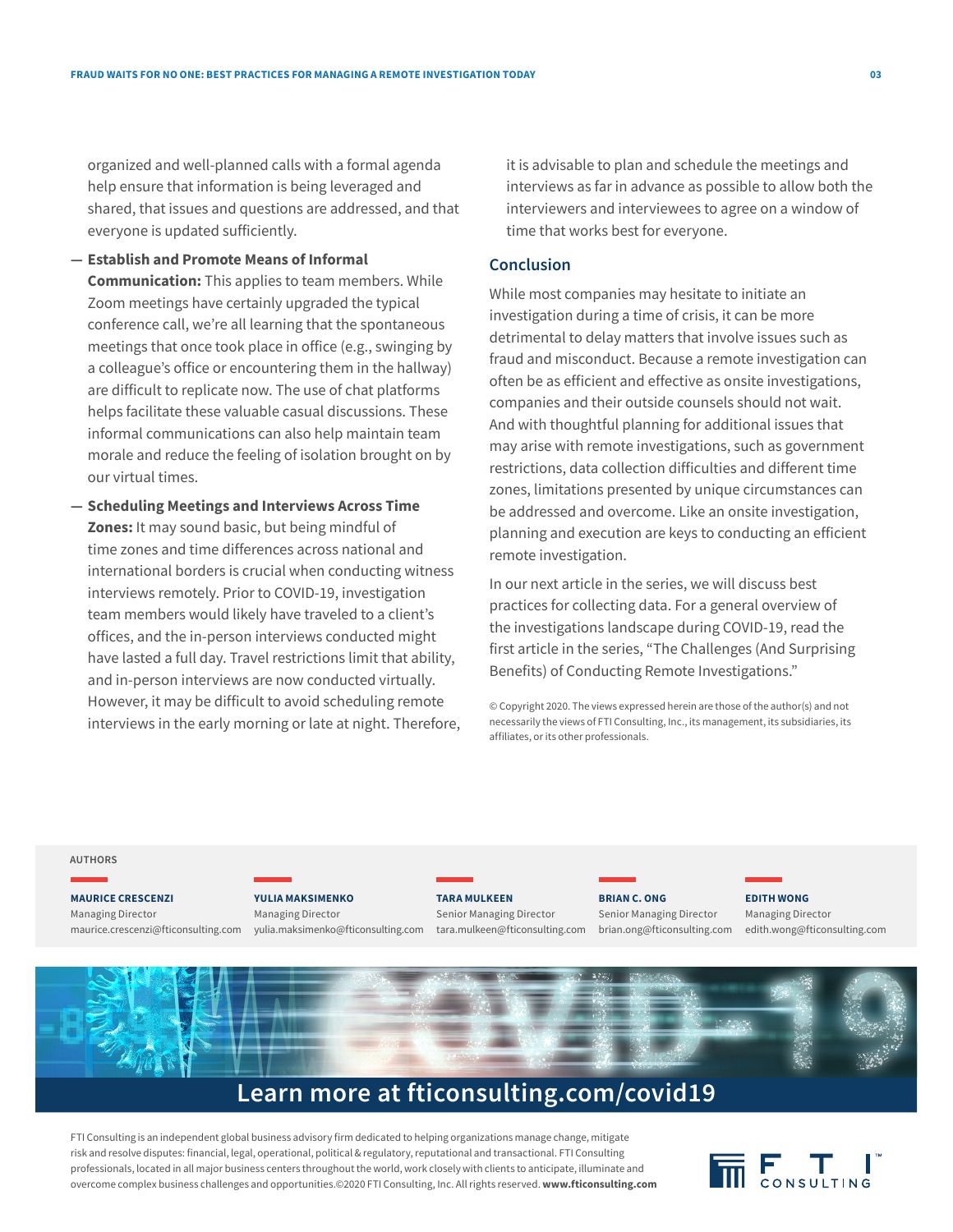organized and well-planned calls with a formal agenda help ensure that information is being leveraged and shared, that issues and questions are addressed, and that everyone is updated sufficiently.

- **Establish and Promote Means of Informal Communication:** This applies to team members. While Zoom meetings have certainly upgraded the typical conference call, we're all learning that the spontaneous meetings that once took place in office (e.g., swinging by a colleague's office or encountering them in the hallway) are difficult to replicate now. The use of chat platforms helps facilitate these valuable casual discussions. These informal communications can also help maintain team morale and reduce the feeling of isolation brought on by our virtual times.
- **Scheduling Meetings and Interviews Across Time Zones:** It may sound basic, but being mindful of time zones and time differences across national and international borders is crucial when conducting witness interviews remotely. Prior to COVID-19, investigation team members would likely have traveled to a client's offices, and the in-person interviews conducted might have lasted a full day. Travel restrictions limit that ability, and in-person interviews are now conducted virtually. However, it may be difficult to avoid scheduling remote interviews in the early morning or late at night. Therefore, it is advisable to plan and schedule the meetings and interviews as far in advance as possible to allow both the interviewers and interviewees to agree on a window of time that works best for everyone.

## Conclusion

While most companies may hesitate to initiate an investigation during a time of crisis, it can be more detrimental to delay matters that involve issues such as fraud and misconduct. Because a remote investigation can often be as efficient and effective as onsite investigations, companies and their outside counsels should not wait. And with thoughtful planning for additional issues that may arise with remote investigations, such as government restrictions, data collection difficulties and different time zones, limitations presented by unique circumstances can be addressed and overcome. Like an onsite investigation, planning and execution are keys to conducting an efficient remote investigation.

In our next article in the series, we will discuss best practices for collecting data. For a general overview of the investigations landscape during COVID-19, read the first article in the series, "The Challenges (And Surprising Benefits) of Conducting Remote Investigations."

© Copyright 2020. The views expressed herein are those of the author(s) and not necessarily the views of FTI Consulting, Inc., its management, its subsidiaries, its affiliates, or its other professionals.

AUTHORS

**MAURICE CRESCENZI**
Managing Director
maurice.crescenzi@fticonsulting.com

**YULIA MAKSIMENKO**
Managing Director
yulia.maksimenko@fticonsulting.com

**TARA MULKEEN**
Senior Managing Director
tara.mulkeen@fticonsulting.com

**BRIAN C. ONG**
Senior Managing Director
brian.ong@fticonsulting.com

**EDITH WONG**
Managing Director
edith.wong@fticonsulting.com

Learn more at fticonsulting.com/covid19

FTI Consulting is an independent global business advisory firm dedicated to helping organizations manage change, mitigate risk and resolve disputes: financial, legal, operational, political & regulatory, reputational and transactional. FTI Consulting professionals, located in all major business centers throughout the world, work closely with clients to anticipate, illuminate and overcome complex business challenges and opportunities.©2020 FTI Consulting, Inc. All rights reserved. **www.fticonsulting.com**